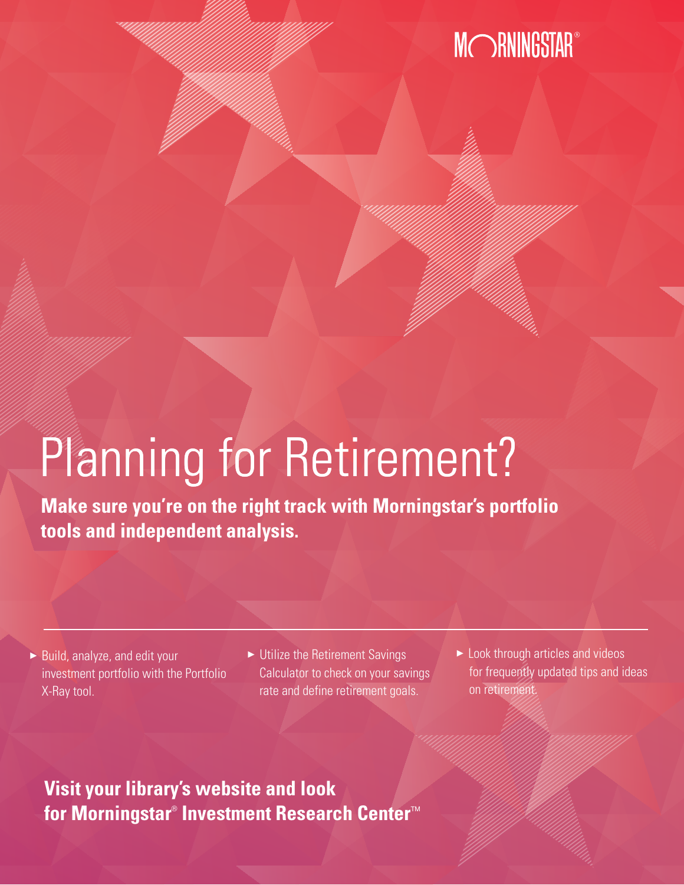MORNINGSTAR®

# Planning for Retirement?

**Make sure you're on the right track with Morningstar's portfolio tools and independent analysis.**

- Build, analyze, and edit your investment portfolio with the Portfolio X-Ray tool.
- Utilize the Retirement Savings Calculator to check on your savings rate and define retirement goals.
- Look through articles and videos for frequently updated tips and ideas on retirement.

**Visit your library's website and look for Morningstar® Investment Research Center™**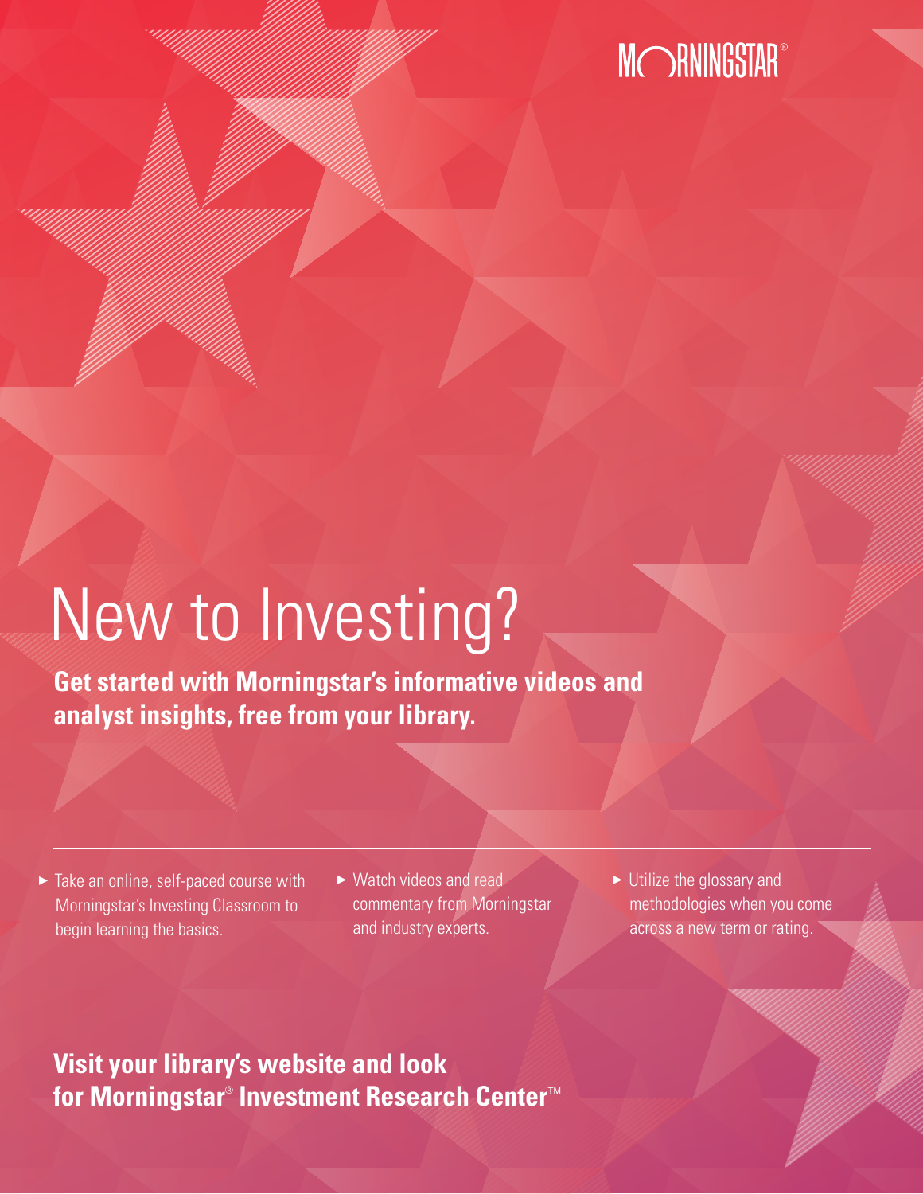MORNINGSTAR®

# New to Investing?

**Get started with Morningstar's informative videos and analyst insights, free from your library.**

- Take an online, self-paced course with Morningstar's Investing Classroom to begin learning the basics.
- Watch videos and read commentary from Morningstar and industry experts.
- Utilize the glossary and methodologies when you come across a new term or rating.

**Visit your library's website and look for Morningstar® Investment Research Center™**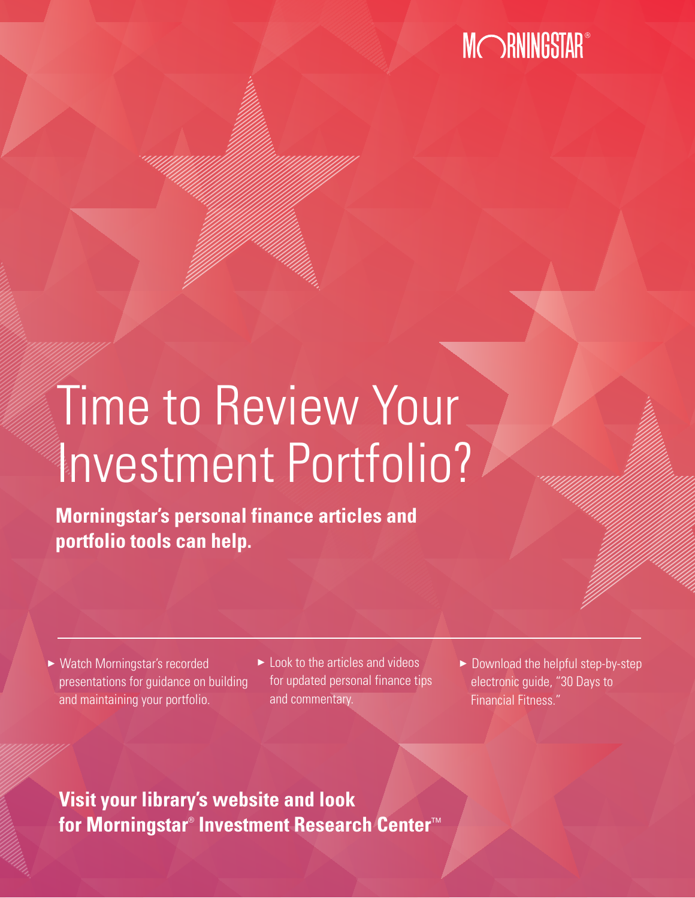MORNINGSTAR®

# Time to Review Your Investment Portfolio?

**Morningstar's personal finance articles and portfolio tools can help.**

- Watch Morningstar's recorded presentations for guidance on building and maintaining your portfolio.
- Look to the articles and videos for updated personal finance tips and commentary.
- Download the helpful step-by-step electronic guide, "30 Days to Financial Fitness."

**Visit your library's website and look for Morningstar® Investment Research Center™**